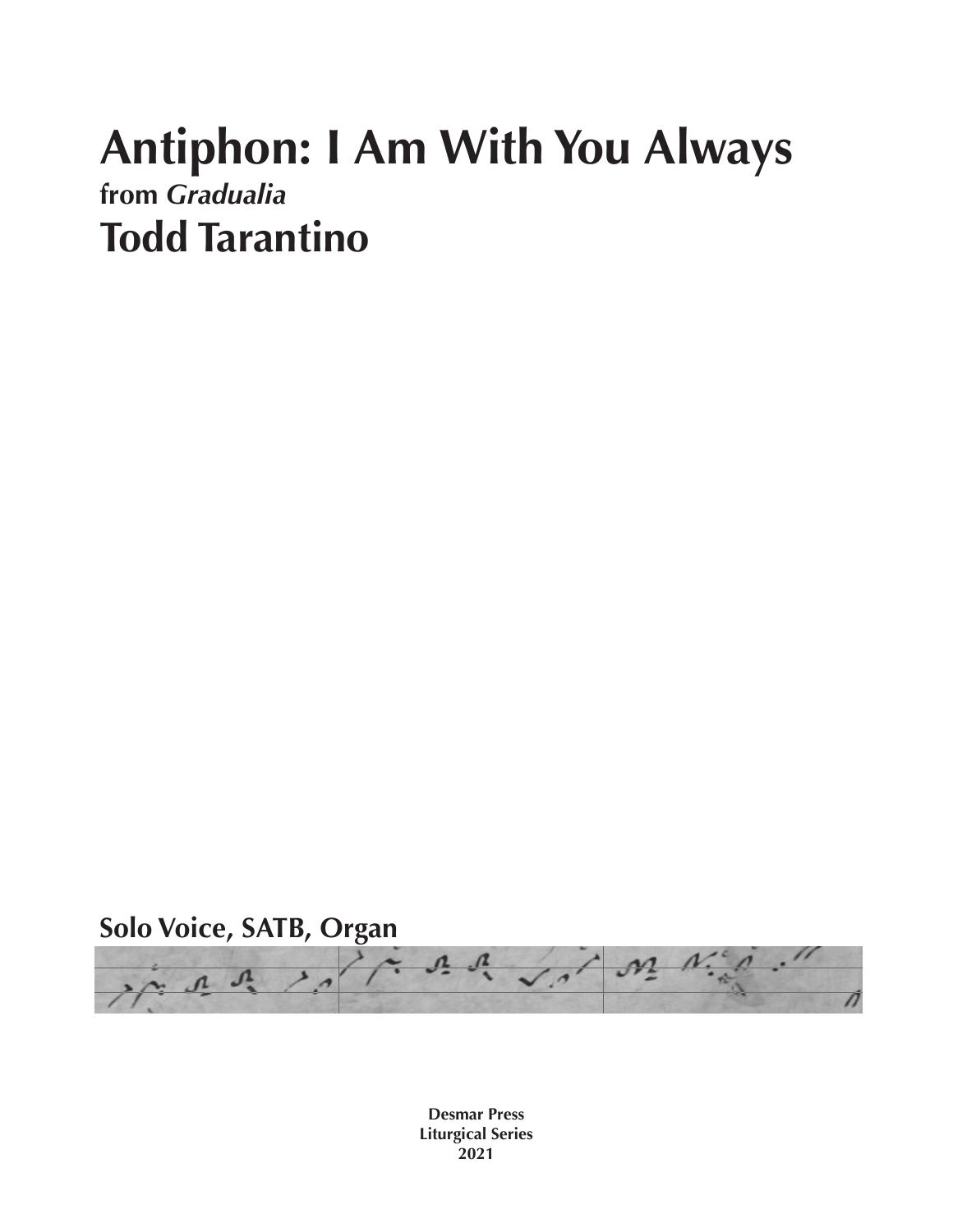# Antiphon: I Am With You Always

**from *Gradualia***

## Todd Tarantino

**Solo Voice, SATB, Organ**

**Desmar Press**
**Liturgical Series**
**2021**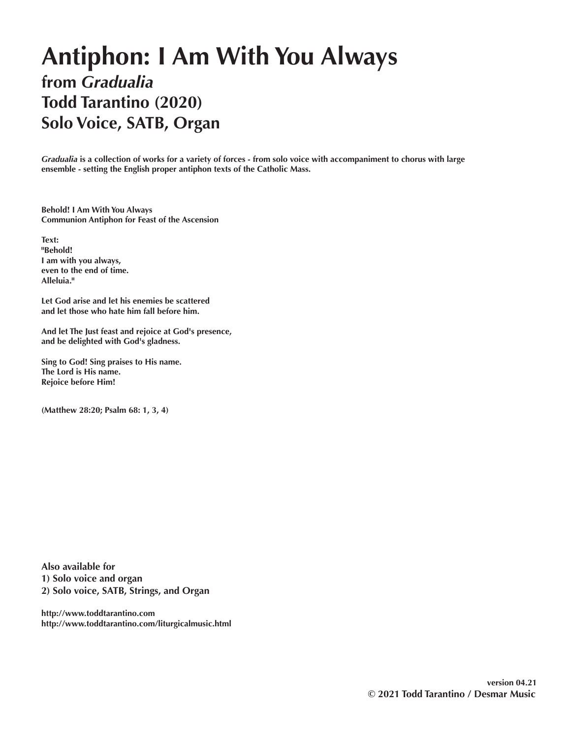# Antiphon: I Am With You Always

## from *Gradualia*

## Todd Tarantino (2020)

## Solo Voice, SATB, Organ

***Gradualia*** **is a collection of works for a variety of forces - from solo voice with accompaniment to chorus with large ensemble - setting the English proper antiphon texts of the Catholic Mass.**

**Behold! I Am With You Always**
**Communion Antiphon for Feast of the Ascension**

**Text:**
**"Behold!**
**I am with you always,**
**even to the end of time.**
**Alleluia."**

**Let God arise and let his enemies be scattered**
**and let those who hate him fall before him.**

**And let The Just feast and rejoice at God's presence,**
**and be delighted with God's gladness.**

**Sing to God! Sing praises to His name.**
**The Lord is His name.**
**Rejoice before Him!**

**(Matthew 28:20; Psalm 68: 1, 3, 4)**

**Also available for**
**1) Solo voice and organ**
**2) Solo voice, SATB, Strings, and Organ**

**http://www.toddtarantino.com**
**http://www.toddtarantino.com/liturgicalmusic.html**

**version 04.21**
**© 2021 Todd Tarantino / Desmar Music**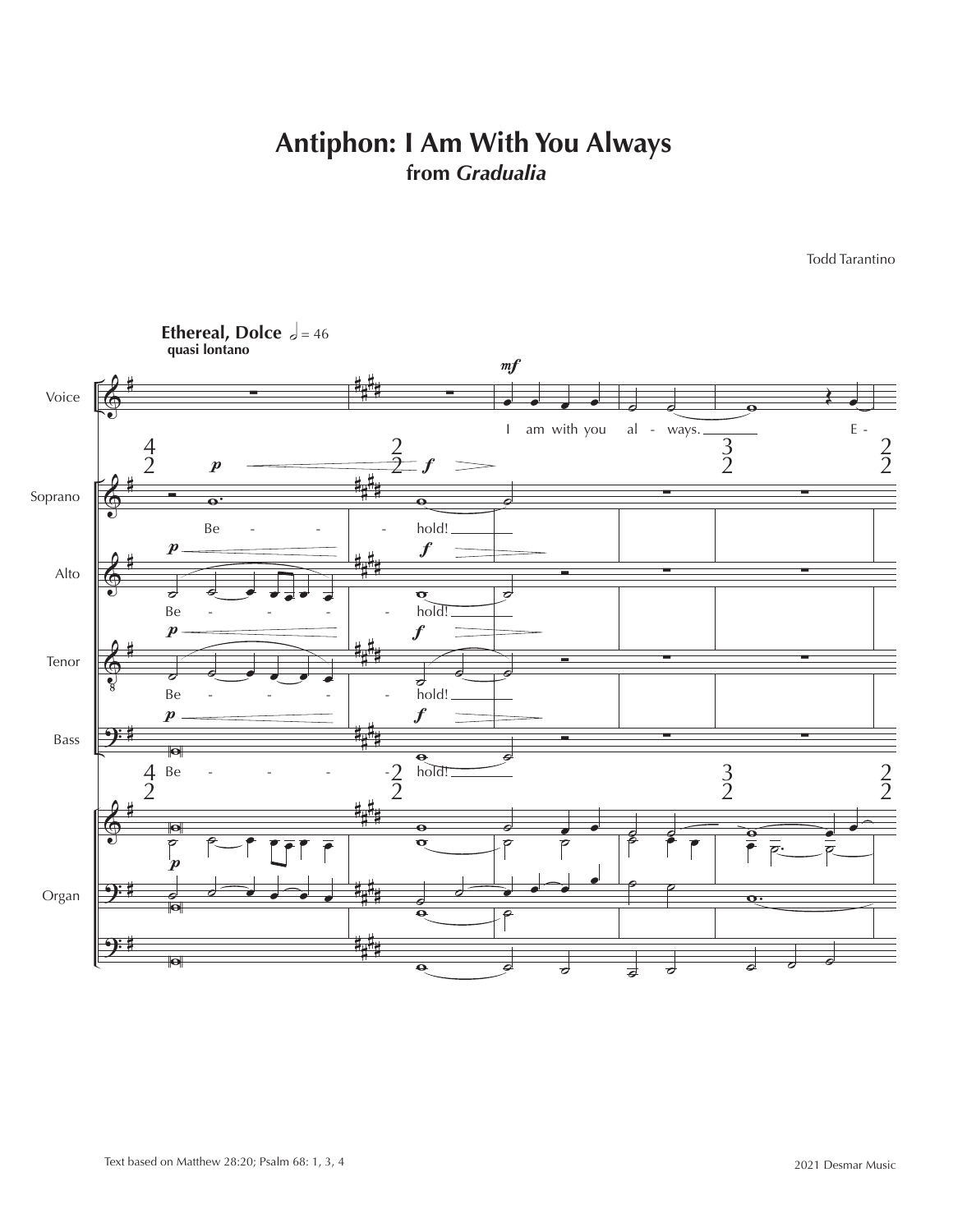# Antiphon: I Am With You Always

## from *Gradualia*

Todd Tarantino

Text based on Matthew 28:20; Psalm 68: 1, 3, 4

2021 Desmar Music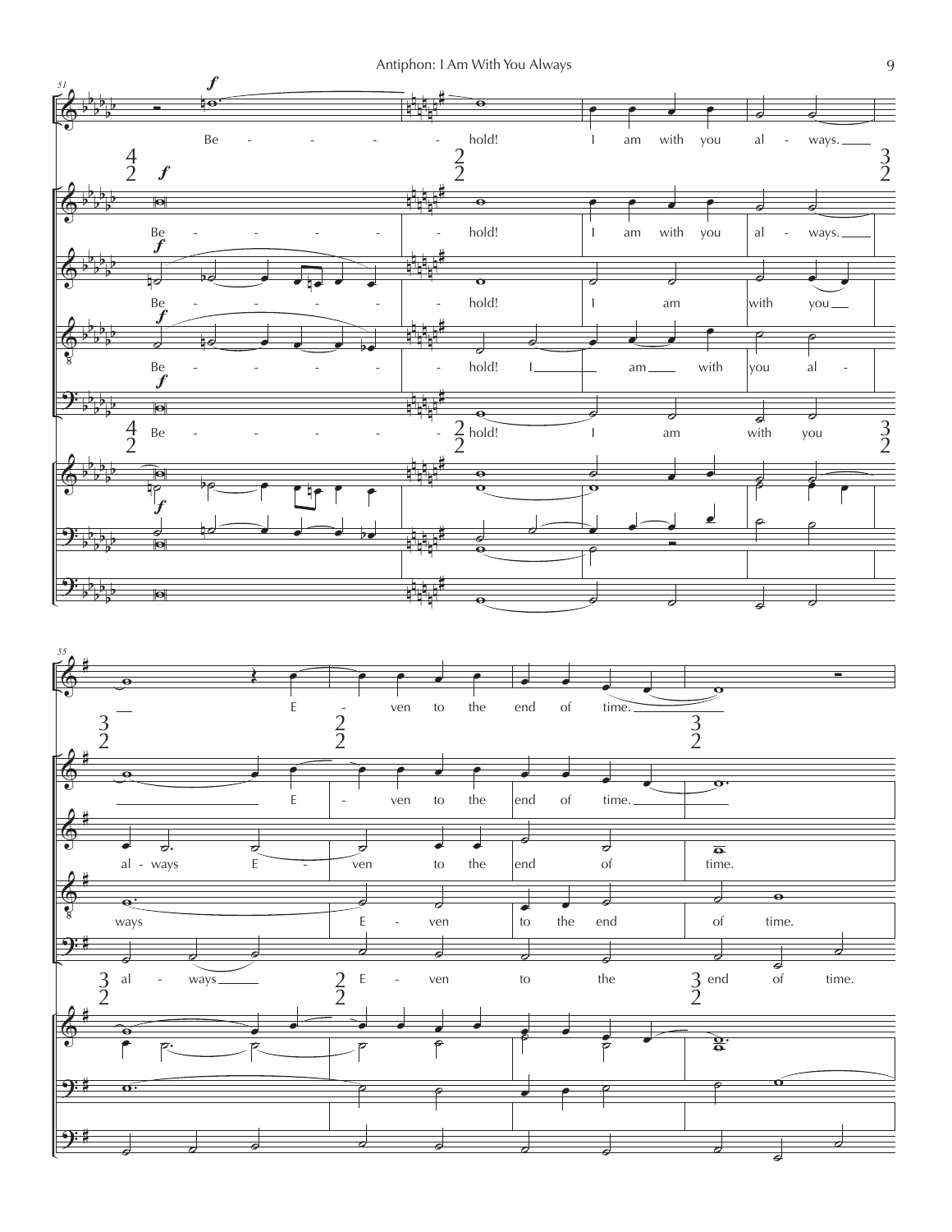51

Be - hold! I am with you al - ways. E - ven to the end of time.

Be - hold! I am with you al - ways. E - ven to the end of time.

Be - hold! I am with you al - ways E - ven to the end of time.

Be - hold! I am with you al - ways E - ven to the end of time.

Be - hold! I am with you al - ways E - ven to the end of time.

55